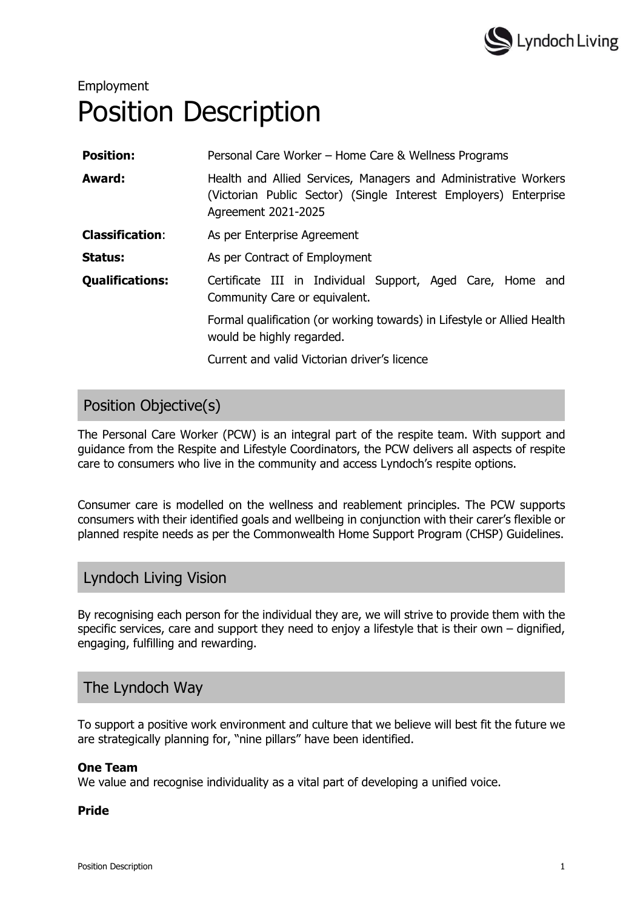Employment

# Position Description

| | |
|---|---|
| **Position:** | Personal Care Worker – Home Care & Wellness Programs |
| **Award:** | Health and Allied Services, Managers and Administrative Workers (Victorian Public Sector) (Single Interest Employers) Enterprise Agreement 2021-2025 |
| **Classification**: | As per Enterprise Agreement |
| **Status:** | As per Contract of Employment |
| **Qualifications:** | Certificate III in Individual Support, Aged Care, Home and Community Care or equivalent.<br>Formal qualification (or working towards) in Lifestyle or Allied Health would be highly regarded.<br>Current and valid Victorian driver's licence |

## Position Objective(s)

The Personal Care Worker (PCW) is an integral part of the respite team. With support and guidance from the Respite and Lifestyle Coordinators, the PCW delivers all aspects of respite care to consumers who live in the community and access Lyndoch's respite options.

Consumer care is modelled on the wellness and reablement principles. The PCW supports consumers with their identified goals and wellbeing in conjunction with their carer's flexible or planned respite needs as per the Commonwealth Home Support Program (CHSP) Guidelines.

## Lyndoch Living Vision

By recognising each person for the individual they are, we will strive to provide them with the specific services, care and support they need to enjoy a lifestyle that is their own – dignified, engaging, fulfilling and rewarding.

## The Lyndoch Way

To support a positive work environment and culture that we believe will best fit the future we are strategically planning for, "nine pillars" have been identified.

**One Team**
We value and recognise individuality as a vital part of developing a unified voice.

**Pride**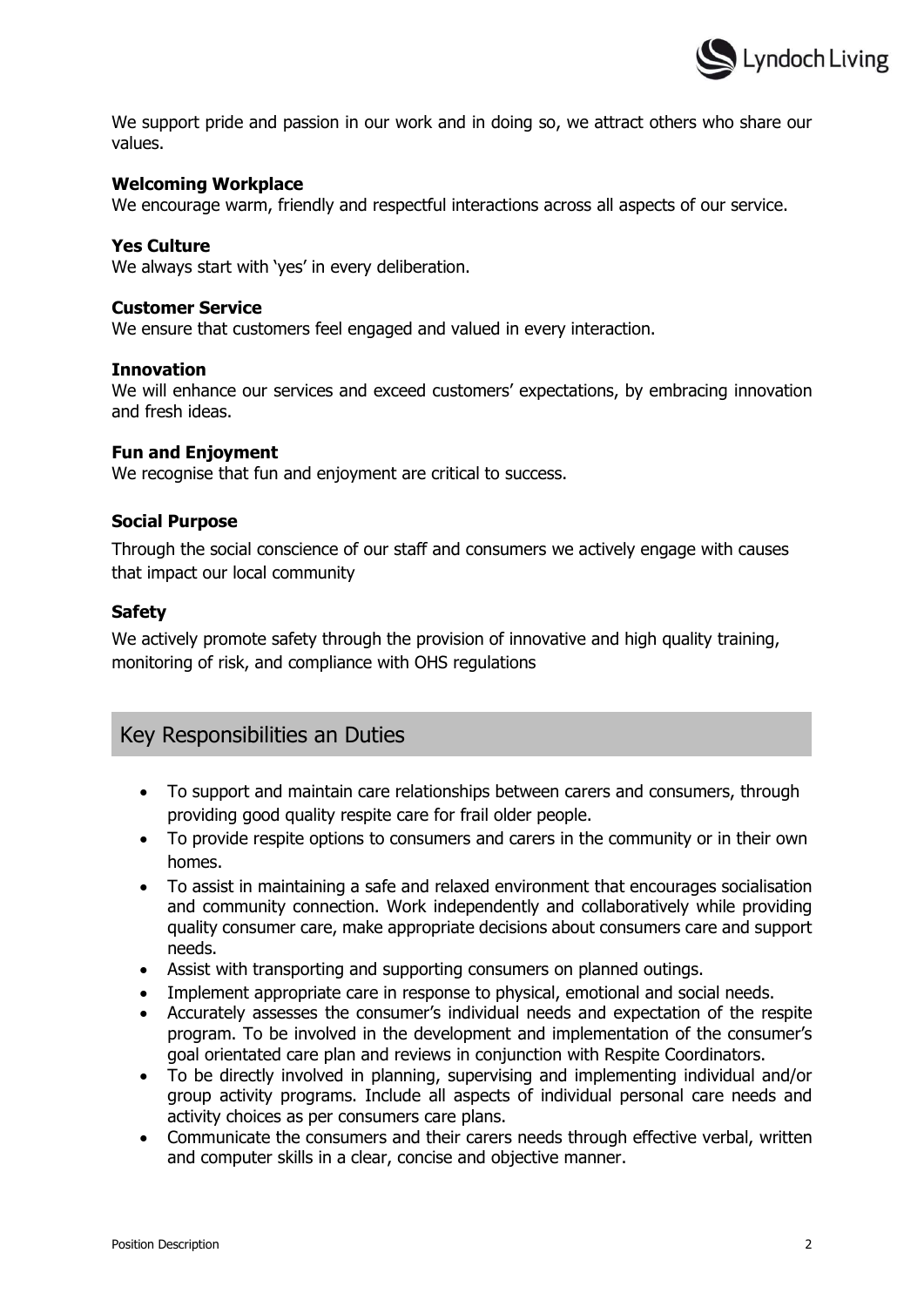We support pride and passion in our work and in doing so, we attract others who share our values.

**Welcoming Workplace**
We encourage warm, friendly and respectful interactions across all aspects of our service.

**Yes Culture**
We always start with 'yes' in every deliberation.

**Customer Service**
We ensure that customers feel engaged and valued in every interaction.

**Innovation**
We will enhance our services and exceed customers' expectations, by embracing innovation and fresh ideas.

**Fun and Enjoyment**
We recognise that fun and enjoyment are critical to success.

**Social Purpose**

Through the social conscience of our staff and consumers we actively engage with causes that impact our local community

**Safety**

We actively promote safety through the provision of innovative and high quality training, monitoring of risk, and compliance with OHS regulations

## Key Responsibilities an Duties

- To support and maintain care relationships between carers and consumers, through providing good quality respite care for frail older people.
- To provide respite options to consumers and carers in the community or in their own homes.
- To assist in maintaining a safe and relaxed environment that encourages socialisation and community connection. Work independently and collaboratively while providing quality consumer care, make appropriate decisions about consumers care and support needs.
- Assist with transporting and supporting consumers on planned outings.
- Implement appropriate care in response to physical, emotional and social needs.
- Accurately assesses the consumer's individual needs and expectation of the respite program. To be involved in the development and implementation of the consumer's goal orientated care plan and reviews in conjunction with Respite Coordinators.
- To be directly involved in planning, supervising and implementing individual and/or group activity programs. Include all aspects of individual personal care needs and activity choices as per consumers care plans.
- Communicate the consumers and their carers needs through effective verbal, written and computer skills in a clear, concise and objective manner.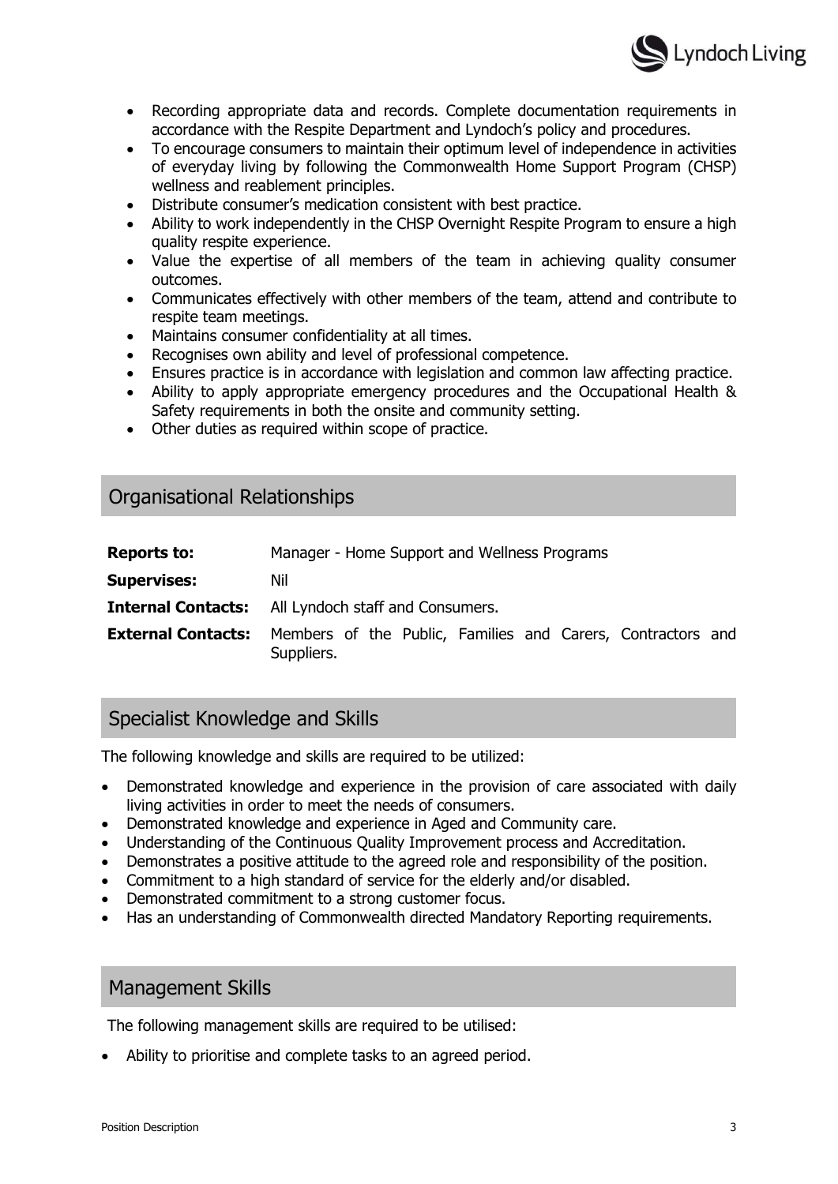- Recording appropriate data and records. Complete documentation requirements in accordance with the Respite Department and Lyndoch's policy and procedures.
- To encourage consumers to maintain their optimum level of independence in activities of everyday living by following the Commonwealth Home Support Program (CHSP) wellness and reablement principles.
- Distribute consumer's medication consistent with best practice.
- Ability to work independently in the CHSP Overnight Respite Program to ensure a high quality respite experience.
- Value the expertise of all members of the team in achieving quality consumer outcomes.
- Communicates effectively with other members of the team, attend and contribute to respite team meetings.
- Maintains consumer confidentiality at all times.
- Recognises own ability and level of professional competence.
- Ensures practice is in accordance with legislation and common law affecting practice.
- Ability to apply appropriate emergency procedures and the Occupational Health & Safety requirements in both the onsite and community setting.
- Other duties as required within scope of practice.

## Organisational Relationships

| | |
|---|---|
| **Reports to:** | Manager - Home Support and Wellness Programs |
| **Supervises:** | Nil |
| **Internal Contacts:** | All Lyndoch staff and Consumers. |
| **External Contacts:** | Members of the Public, Families and Carers, Contractors and Suppliers. |

## Specialist Knowledge and Skills

The following knowledge and skills are required to be utilized:

- Demonstrated knowledge and experience in the provision of care associated with daily living activities in order to meet the needs of consumers.
- Demonstrated knowledge and experience in Aged and Community care.
- Understanding of the Continuous Quality Improvement process and Accreditation.
- Demonstrates a positive attitude to the agreed role and responsibility of the position.
- Commitment to a high standard of service for the elderly and/or disabled.
- Demonstrated commitment to a strong customer focus.
- Has an understanding of Commonwealth directed Mandatory Reporting requirements.

## Management Skills

The following management skills are required to be utilised:

- Ability to prioritise and complete tasks to an agreed period.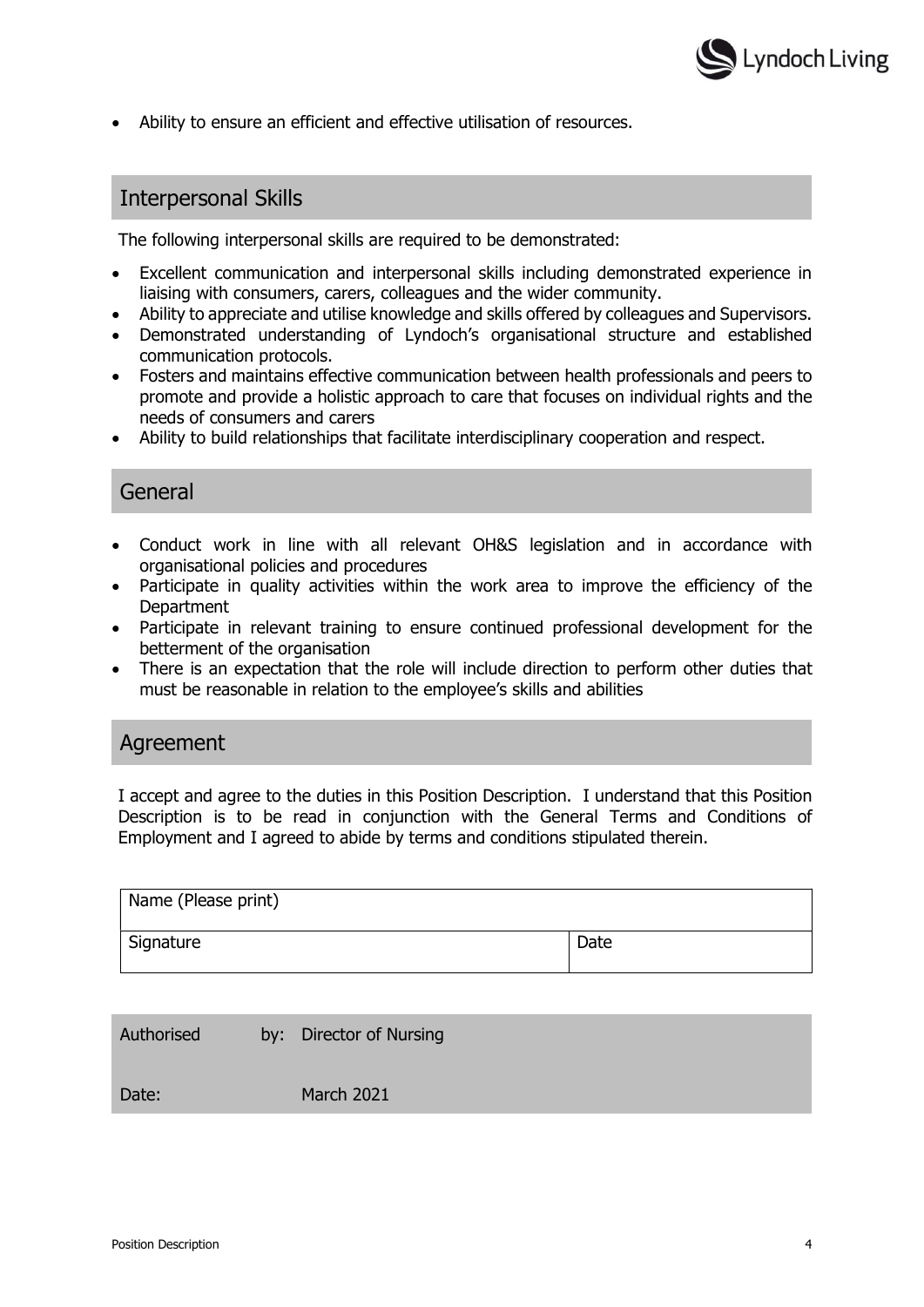- Ability to ensure an efficient and effective utilisation of resources.

## Interpersonal Skills

The following interpersonal skills are required to be demonstrated:

- Excellent communication and interpersonal skills including demonstrated experience in liaising with consumers, carers, colleagues and the wider community.
- Ability to appreciate and utilise knowledge and skills offered by colleagues and Supervisors.
- Demonstrated understanding of Lyndoch's organisational structure and established communication protocols.
- Fosters and maintains effective communication between health professionals and peers to promote and provide a holistic approach to care that focuses on individual rights and the needs of consumers and carers
- Ability to build relationships that facilitate interdisciplinary cooperation and respect.

## General

- Conduct work in line with all relevant OH&S legislation and in accordance with organisational policies and procedures
- Participate in quality activities within the work area to improve the efficiency of the Department
- Participate in relevant training to ensure continued professional development for the betterment of the organisation
- There is an expectation that the role will include direction to perform other duties that must be reasonable in relation to the employee's skills and abilities

## Agreement

I accept and agree to the duties in this Position Description. I understand that this Position Description is to be read in conjunction with the General Terms and Conditions of Employment and I agreed to abide by terms and conditions stipulated therein.

| | |
|---|---|
| Name (Please print) | |
| Signature | Date |

| | |
|---|---|
| Authorised by: | Director of Nursing |
| Date: | March 2021 |